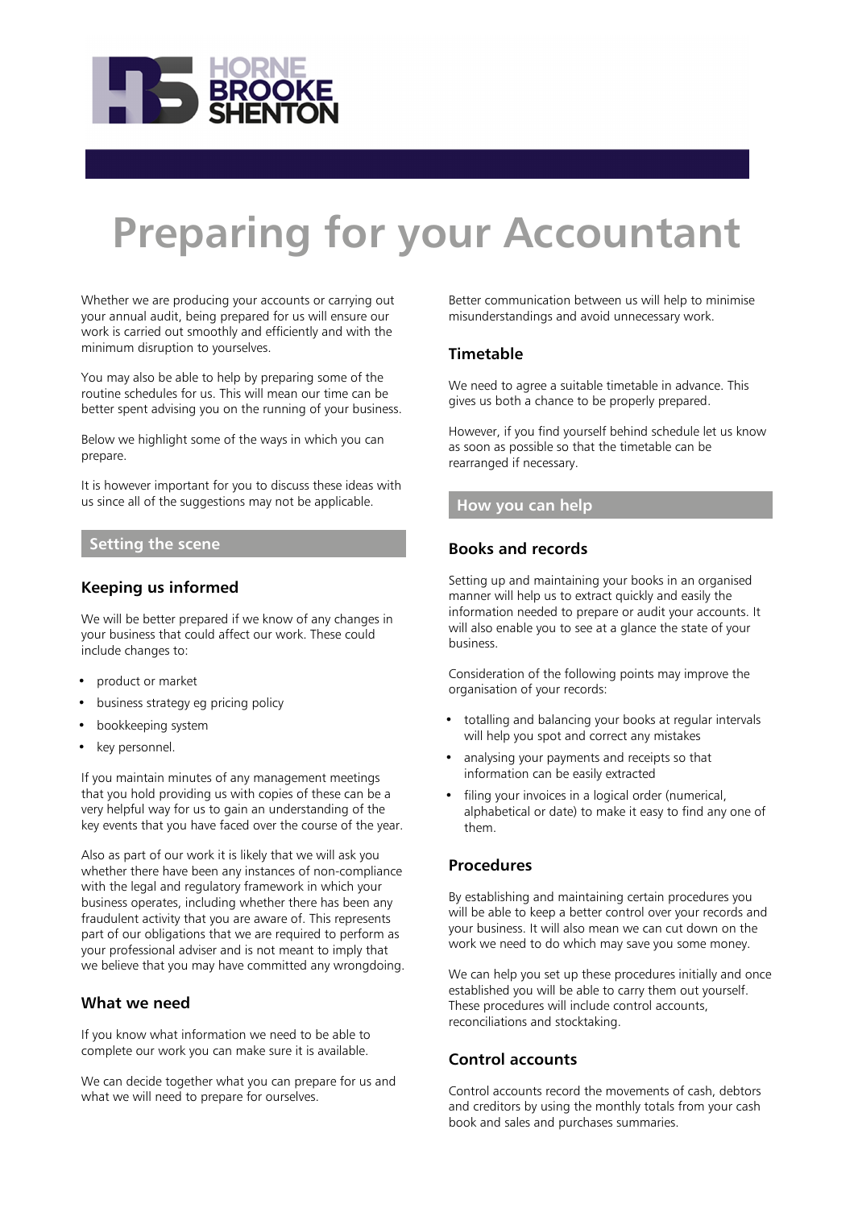# Preparing for your Accountant

Whether we are producing your accounts or carrying out your annual audit, being prepared for us will ensure our work is carried out smoothly and efficiently and with the minimum disruption to yourselves.

You may also be able to help by preparing some of the routine schedules for us. This will mean our time can be better spent advising you on the running of your business.

Below we highlight some of the ways in which you can prepare.

It is however important for you to discuss these ideas with us since all of the suggestions may not be applicable.

## Setting the scene

### Keeping us informed

We will be better prepared if we know of any changes in your business that could affect our work. These could include changes to:

- product or market
- business strategy eg pricing policy
- bookkeeping system
- key personnel.

If you maintain minutes of any management meetings that you hold providing us with copies of these can be a very helpful way for us to gain an understanding of the key events that you have faced over the course of the year.

Also as part of our work it is likely that we will ask you whether there have been any instances of non-compliance with the legal and regulatory framework in which your business operates, including whether there has been any fraudulent activity that you are aware of. This represents part of our obligations that we are required to perform as your professional adviser and is not meant to imply that we believe that you may have committed any wrongdoing.

### What we need

If you know what information we need to be able to complete our work you can make sure it is available.

We can decide together what you can prepare for us and what we will need to prepare for ourselves.

Better communication between us will help to minimise misunderstandings and avoid unnecessary work.

### Timetable

We need to agree a suitable timetable in advance. This gives us both a chance to be properly prepared.

However, if you find yourself behind schedule let us know as soon as possible so that the timetable can be rearranged if necessary.

## How you can help

### Books and records

Setting up and maintaining your books in an organised manner will help us to extract quickly and easily the information needed to prepare or audit your accounts. It will also enable you to see at a glance the state of your business.

Consideration of the following points may improve the organisation of your records:

- totalling and balancing your books at regular intervals will help you spot and correct any mistakes
- analysing your payments and receipts so that information can be easily extracted
- filing your invoices in a logical order (numerical, alphabetical or date) to make it easy to find any one of them.

### Procedures

By establishing and maintaining certain procedures you will be able to keep a better control over your records and your business. It will also mean we can cut down on the work we need to do which may save you some money.

We can help you set up these procedures initially and once established you will be able to carry them out yourself. These procedures will include control accounts, reconciliations and stocktaking.

### Control accounts

Control accounts record the movements of cash, debtors and creditors by using the monthly totals from your cash book and sales and purchases summaries.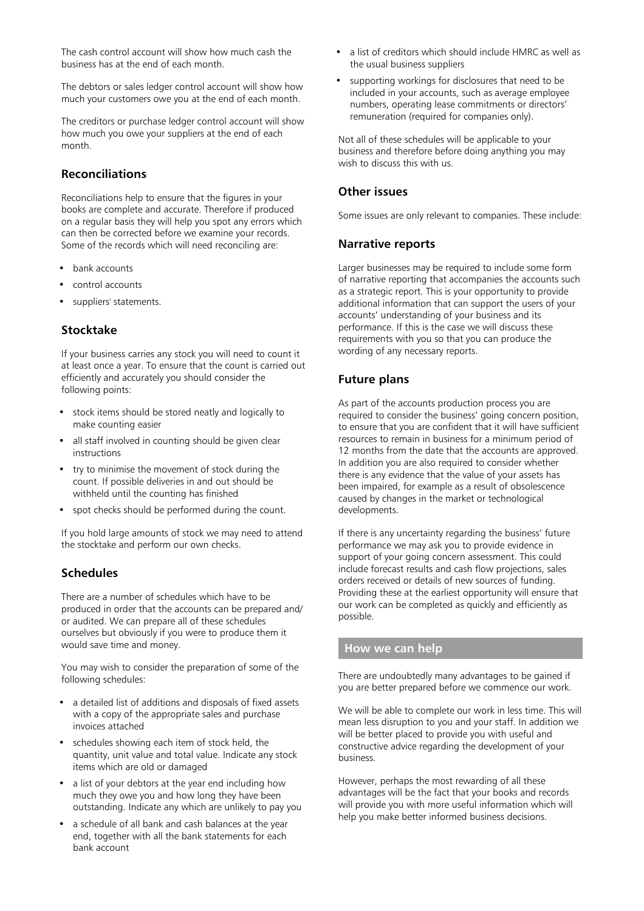The cash control account will show how much cash the business has at the end of each month.

The debtors or sales ledger control account will show how much your customers owe you at the end of each month.

The creditors or purchase ledger control account will show how much you owe your suppliers at the end of each month.

### Reconciliations

Reconciliations help to ensure that the figures in your books are complete and accurate. Therefore if produced on a regular basis they will help you spot any errors which can then be corrected before we examine your records. Some of the records which will need reconciling are:

- bank accounts
- control accounts
- suppliers' statements.

### Stocktake

If your business carries any stock you will need to count it at least once a year. To ensure that the count is carried out efficiently and accurately you should consider the following points:

- stock items should be stored neatly and logically to make counting easier
- all staff involved in counting should be given clear instructions
- try to minimise the movement of stock during the count. If possible deliveries in and out should be withheld until the counting has finished
- spot checks should be performed during the count.

If you hold large amounts of stock we may need to attend the stocktake and perform our own checks.

### Schedules

There are a number of schedules which have to be produced in order that the accounts can be prepared and/or audited. We can prepare all of these schedules ourselves but obviously if you were to produce them it would save time and money.

You may wish to consider the preparation of some of the following schedules:

- a detailed list of additions and disposals of fixed assets with a copy of the appropriate sales and purchase invoices attached
- schedules showing each item of stock held, the quantity, unit value and total value. Indicate any stock items which are old or damaged
- a list of your debtors at the year end including how much they owe you and how long they have been outstanding. Indicate any which are unlikely to pay you
- a schedule of all bank and cash balances at the year end, together with all the bank statements for each bank account
- a list of creditors which should include HMRC as well as the usual business suppliers
- supporting workings for disclosures that need to be included in your accounts, such as average employee numbers, operating lease commitments or directors' remuneration (required for companies only).

Not all of these schedules will be applicable to your business and therefore before doing anything you may wish to discuss this with us.

### Other issues

Some issues are only relevant to companies. These include:

### Narrative reports

Larger businesses may be required to include some form of narrative reporting that accompanies the accounts such as a strategic report. This is your opportunity to provide additional information that can support the users of your accounts' understanding of your business and its performance. If this is the case we will discuss these requirements with you so that you can produce the wording of any necessary reports.

### Future plans

As part of the accounts production process you are required to consider the business' going concern position, to ensure that you are confident that it will have sufficient resources to remain in business for a minimum period of 12 months from the date that the accounts are approved. In addition you are also required to consider whether there is any evidence that the value of your assets has been impaired, for example as a result of obsolescence caused by changes in the market or technological developments.

If there is any uncertainty regarding the business' future performance we may ask you to provide evidence in support of your going concern assessment. This could include forecast results and cash flow projections, sales orders received or details of new sources of funding. Providing these at the earliest opportunity will ensure that our work can be completed as quickly and efficiently as possible.

## How we can help

There are undoubtedly many advantages to be gained if you are better prepared before we commence our work.

We will be able to complete our work in less time. This will mean less disruption to you and your staff. In addition we will be better placed to provide you with useful and constructive advice regarding the development of your business.

However, perhaps the most rewarding of all these advantages will be the fact that your books and records will provide you with more useful information which will help you make better informed business decisions.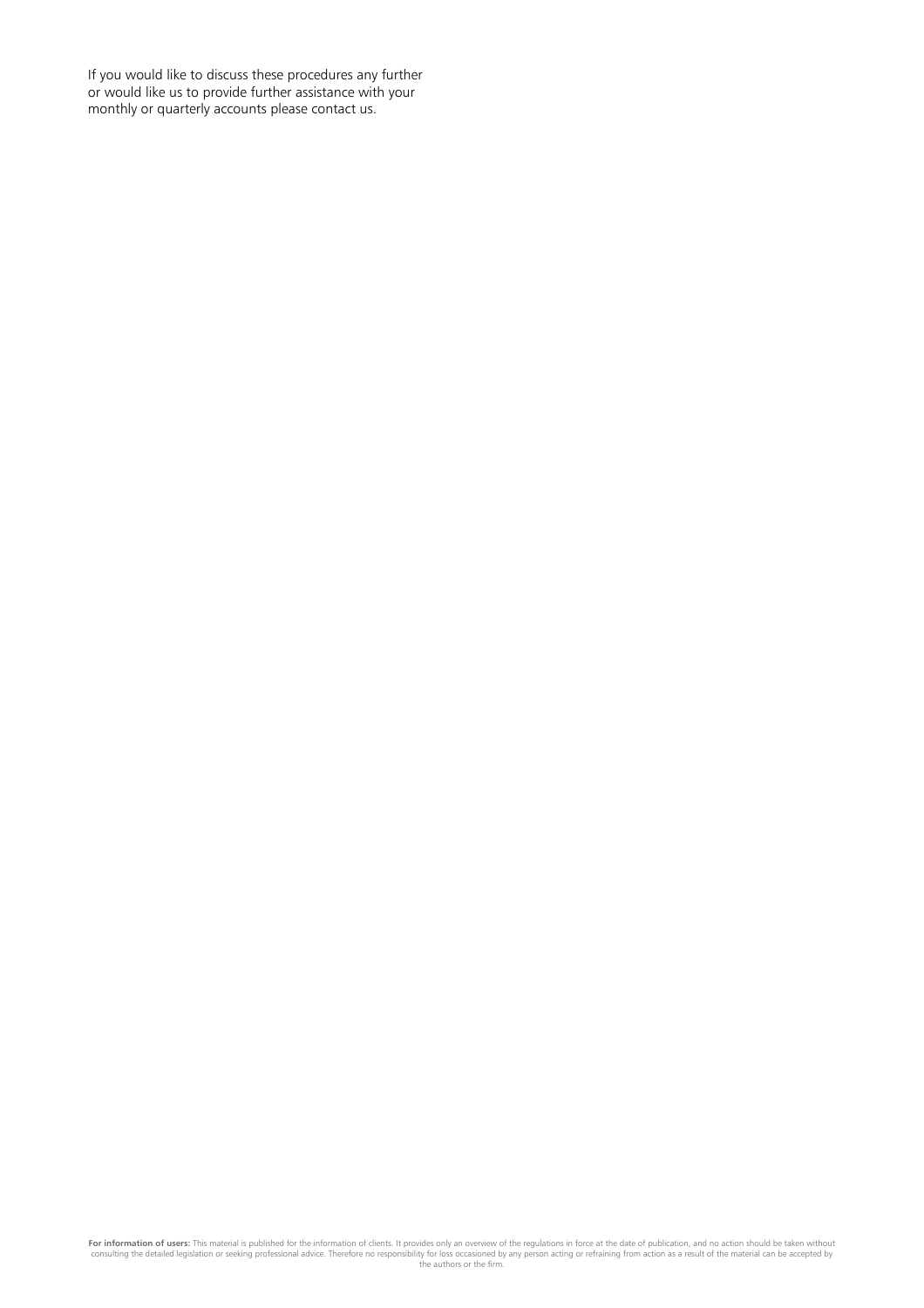If you would like to discuss these procedures any further or would like us to provide further assistance with your monthly or quarterly accounts please contact us.

**For information of users:** This material is published for the information of clients. It provides only an overview of the regulations in force at the date of publication, and no action should be taken without consulting the detailed legislation or seeking professional advice. Therefore no responsibility for loss occasioned by any person acting or refraining from action as a result of the material can be accepted by the authors or the firm.